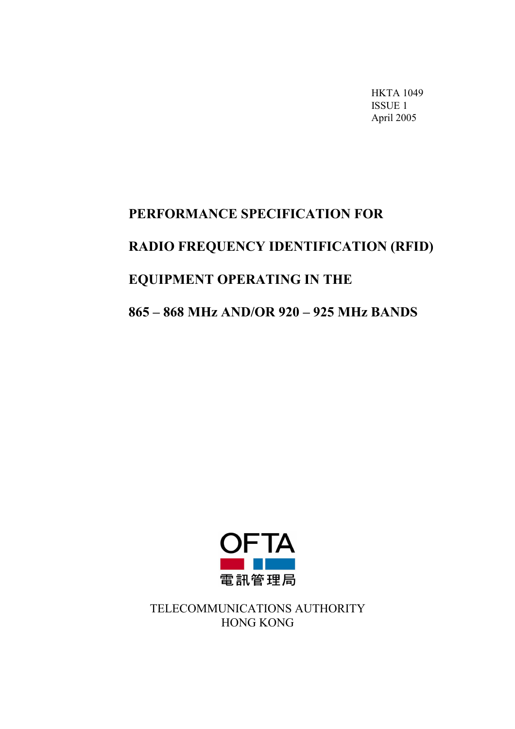HKTA 1049
ISSUE 1
April 2005

# PERFORMANCE SPECIFICATION FOR RADIO FREQUENCY IDENTIFICATION (RFID) EQUIPMENT OPERATING IN THE 865 – 868 MHz AND/OR 920 – 925 MHz BANDS

OFTA

電訊管理局

TELECOMMUNICATIONS AUTHORITY
HONG KONG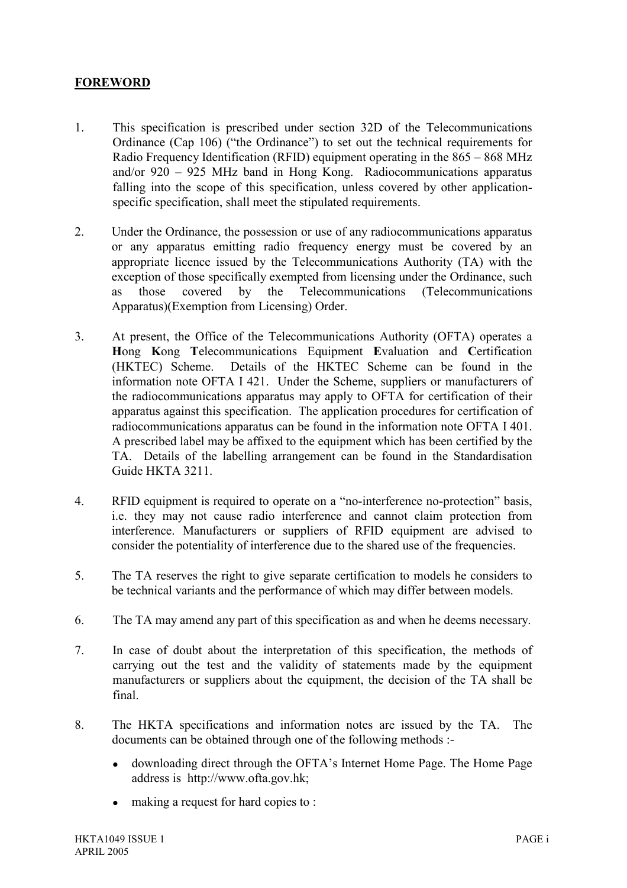## FOREWORD

1. This specification is prescribed under section 32D of the Telecommunications Ordinance (Cap 106) ("the Ordinance") to set out the technical requirements for Radio Frequency Identification (RFID) equipment operating in the 865 – 868 MHz and/or 920 – 925 MHz band in Hong Kong. Radiocommunications apparatus falling into the scope of this specification, unless covered by other application-specific specification, shall meet the stipulated requirements.

2. Under the Ordinance, the possession or use of any radiocommunications apparatus or any apparatus emitting radio frequency energy must be covered by an appropriate licence issued by the Telecommunications Authority (TA) with the exception of those specifically exempted from licensing under the Ordinance, such as those covered by the Telecommunications (Telecommunications Apparatus)(Exemption from Licensing) Order.

3. At present, the Office of the Telecommunications Authority (OFTA) operates a **H**ong **K**ong **T**elecommunications Equipment **E**valuation and **C**ertification (HKTEC) Scheme. Details of the HKTEC Scheme can be found in the information note OFTA I 421. Under the Scheme, suppliers or manufacturers of the radiocommunications apparatus may apply to OFTA for certification of their apparatus against this specification. The application procedures for certification of radiocommunications apparatus can be found in the information note OFTA I 401. A prescribed label may be affixed to the equipment which has been certified by the TA. Details of the labelling arrangement can be found in the Standardisation Guide HKTA 3211.

4. RFID equipment is required to operate on a "no-interference no-protection" basis, i.e. they may not cause radio interference and cannot claim protection from interference. Manufacturers or suppliers of RFID equipment are advised to consider the potentiality of interference due to the shared use of the frequencies.

5. The TA reserves the right to give separate certification to models he considers to be technical variants and the performance of which may differ between models.

6. The TA may amend any part of this specification as and when he deems necessary.

7. In case of doubt about the interpretation of this specification, the methods of carrying out the test and the validity of statements made by the equipment manufacturers or suppliers about the equipment, the decision of the TA shall be final.

8. The HKTA specifications and information notes are issued by the TA. The documents can be obtained through one of the following methods :-
   - downloading direct through the OFTA's Internet Home Page. The Home Page address is http://www.ofta.gov.hk;
   - making a request for hard copies to :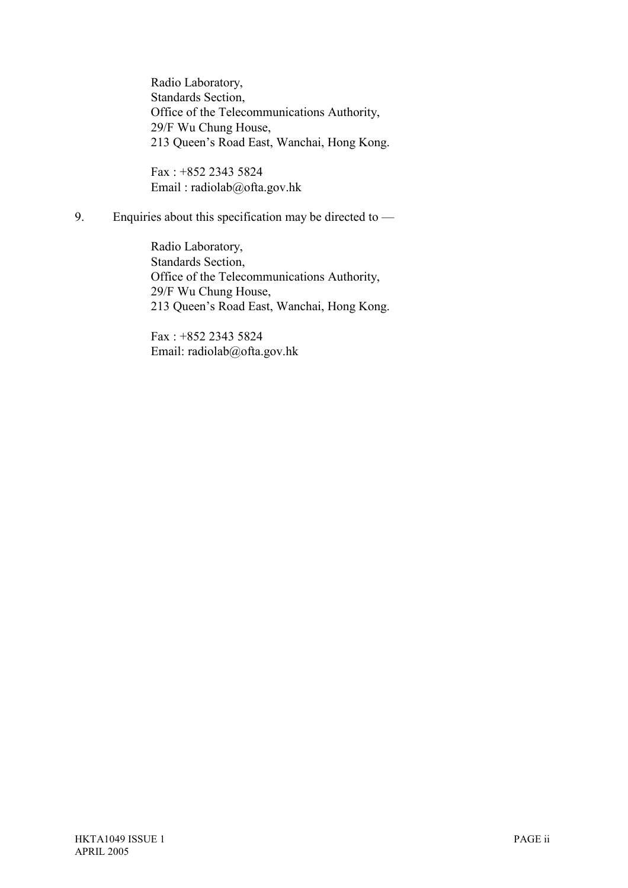Radio Laboratory,
Standards Section,
Office of the Telecommunications Authority,
29/F Wu Chung House,
213 Queen's Road East, Wanchai, Hong Kong.

Fax : +852 2343 5824
Email : radiolab@ofta.gov.hk

9. Enquiries about this specification may be directed to —

Radio Laboratory,
Standards Section,
Office of the Telecommunications Authority,
29/F Wu Chung House,
213 Queen's Road East, Wanchai, Hong Kong.

Fax : +852 2343 5824
Email: radiolab@ofta.gov.hk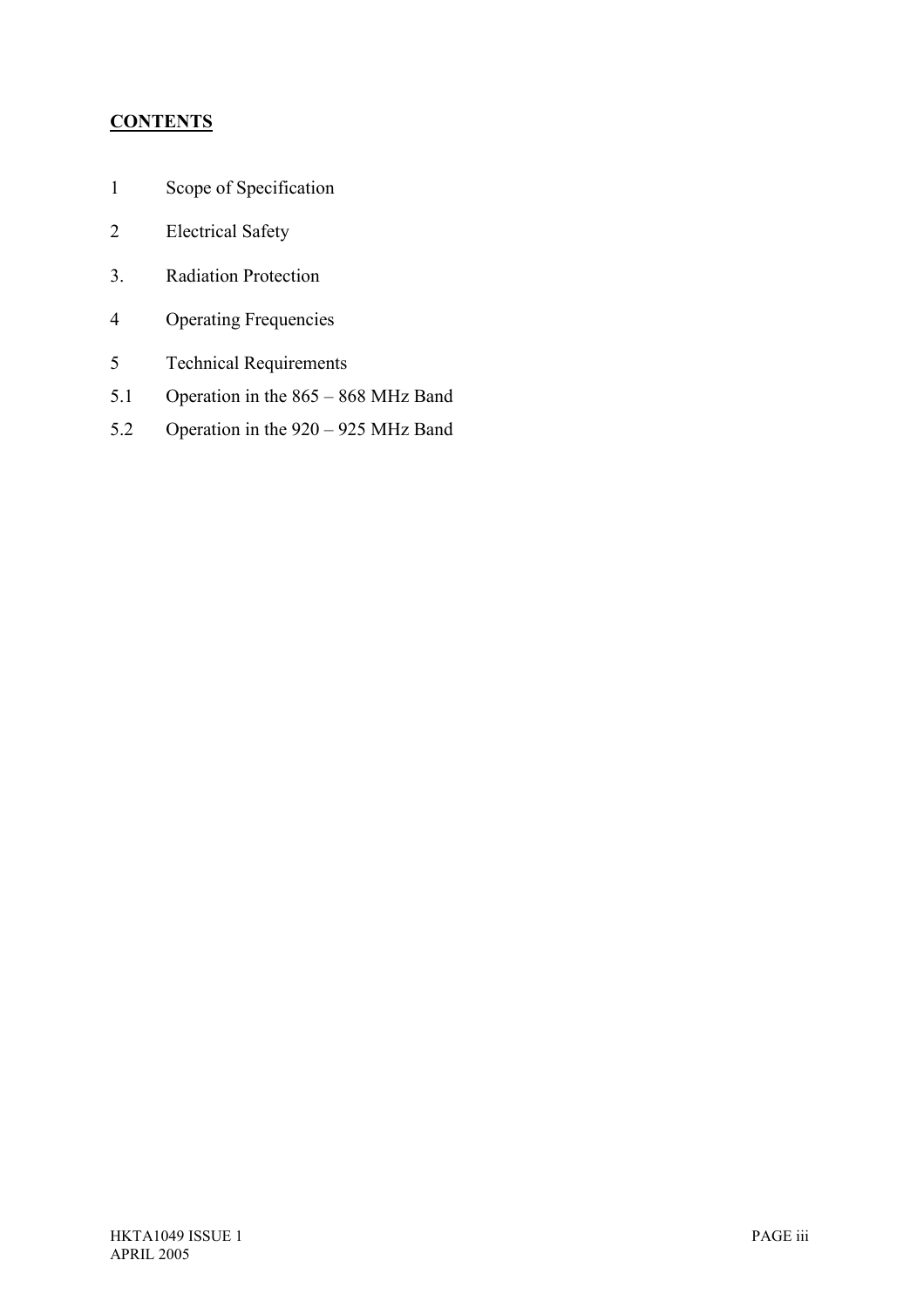## CONTENTS

1 Scope of Specification

2 Electrical Safety

3. Radiation Protection

4 Operating Frequencies

5 Technical Requirements

5.1 Operation in the 865 – 868 MHz Band

5.2 Operation in the 920 – 925 MHz Band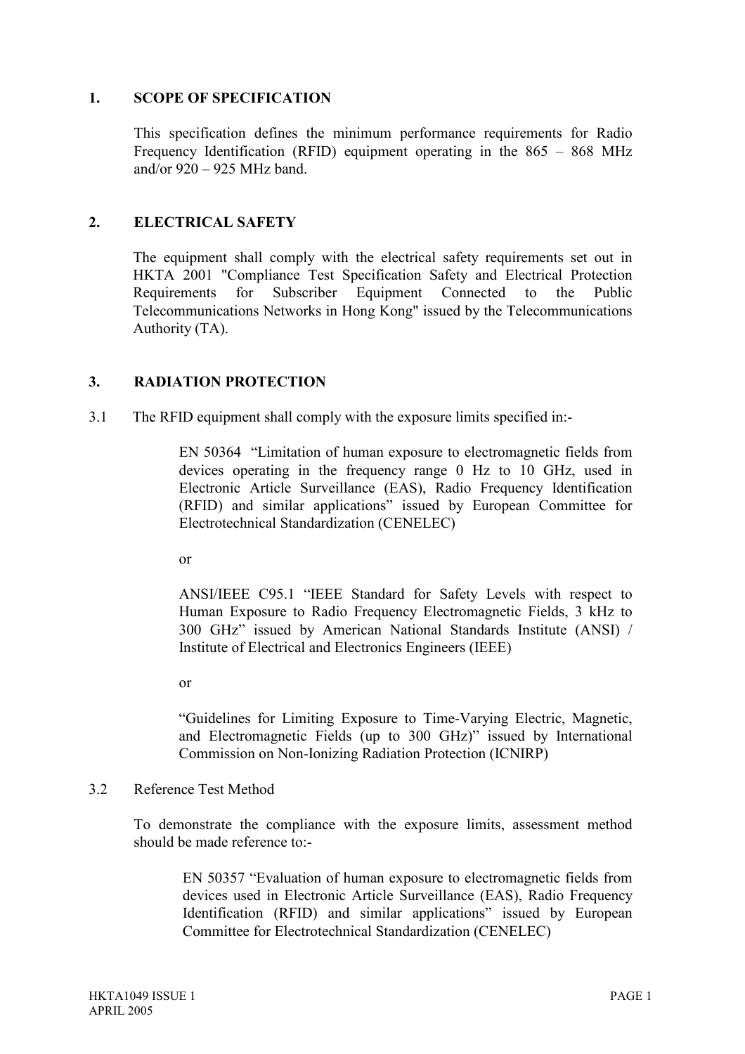## 1. SCOPE OF SPECIFICATION

This specification defines the minimum performance requirements for Radio Frequency Identification (RFID) equipment operating in the 865 – 868 MHz and/or 920 – 925 MHz band.

## 2. ELECTRICAL SAFETY

The equipment shall comply with the electrical safety requirements set out in HKTA 2001 "Compliance Test Specification Safety and Electrical Protection Requirements for Subscriber Equipment Connected to the Public Telecommunications Networks in Hong Kong" issued by the Telecommunications Authority (TA).

## 3. RADIATION PROTECTION

3.1 The RFID equipment shall comply with the exposure limits specified in:-

> EN 50364 "Limitation of human exposure to electromagnetic fields from devices operating in the frequency range 0 Hz to 10 GHz, used in Electronic Article Surveillance (EAS), Radio Frequency Identification (RFID) and similar applications" issued by European Committee for Electrotechnical Standardization (CENELEC)
>
> or
>
> ANSI/IEEE C95.1 "IEEE Standard for Safety Levels with respect to Human Exposure to Radio Frequency Electromagnetic Fields, 3 kHz to 300 GHz" issued by American National Standards Institute (ANSI) / Institute of Electrical and Electronics Engineers (IEEE)
>
> or
>
> "Guidelines for Limiting Exposure to Time-Varying Electric, Magnetic, and Electromagnetic Fields (up to 300 GHz)" issued by International Commission on Non-Ionizing Radiation Protection (ICNIRP)

3.2 Reference Test Method

To demonstrate the compliance with the exposure limits, assessment method should be made reference to:-

> EN 50357 "Evaluation of human exposure to electromagnetic fields from devices used in Electronic Article Surveillance (EAS), Radio Frequency Identification (RFID) and similar applications" issued by European Committee for Electrotechnical Standardization (CENELEC)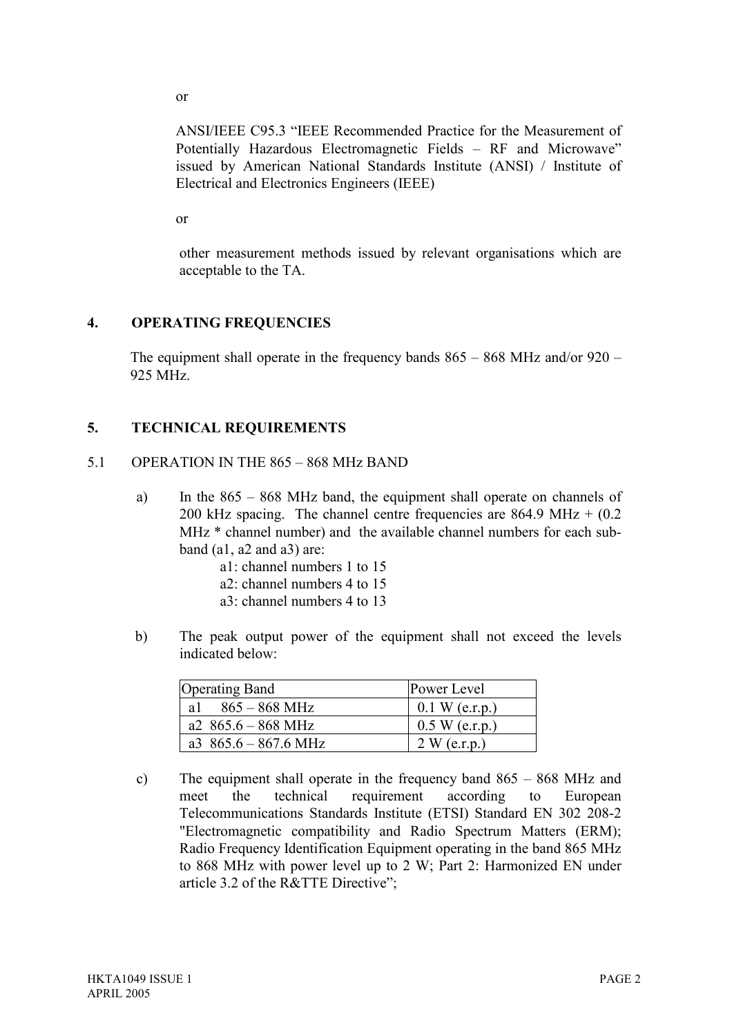or

ANSI/IEEE C95.3 "IEEE Recommended Practice for the Measurement of Potentially Hazardous Electromagnetic Fields – RF and Microwave" issued by American National Standards Institute (ANSI) / Institute of Electrical and Electronics Engineers (IEEE)

or

other measurement methods issued by relevant organisations which are acceptable to the TA.

## 4. OPERATING FREQUENCIES

The equipment shall operate in the frequency bands 865 – 868 MHz and/or 920 – 925 MHz.

## 5. TECHNICAL REQUIREMENTS

### 5.1 OPERATION IN THE 865 – 868 MHz BAND

a) In the 865 – 868 MHz band, the equipment shall operate on channels of 200 kHz spacing. The channel centre frequencies are 864.9 MHz + (0.2 MHz * channel number) and the available channel numbers for each sub-band (a1, a2 and a3) are:

   a1: channel numbers 1 to 15
   a2: channel numbers 4 to 15
   a3: channel numbers 4 to 13

b) The peak output power of the equipment shall not exceed the levels indicated below:

| Operating Band | Power Level |
|---|---|
| a1 865 – 868 MHz | 0.1 W (e.r.p.) |
| a2 865.6 – 868 MHz | 0.5 W (e.r.p.) |
| a3 865.6 – 867.6 MHz | 2 W (e.r.p.) |

c) The equipment shall operate in the frequency band 865 – 868 MHz and meet the technical requirement according to European Telecommunications Standards Institute (ETSI) Standard EN 302 208-2 "Electromagnetic compatibility and Radio Spectrum Matters (ERM); Radio Frequency Identification Equipment operating in the band 865 MHz to 868 MHz with power level up to 2 W; Part 2: Harmonized EN under article 3.2 of the R&TTE Directive";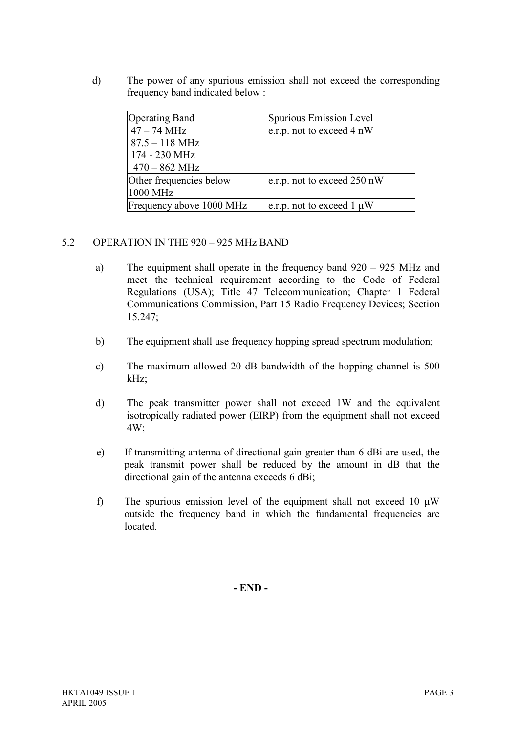d) The power of any spurious emission shall not exceed the corresponding frequency band indicated below :

| Operating Band | Spurious Emission Level |
|---|---|
| 47 – 74 MHz<br>87.5 – 118 MHz<br>174 - 230 MHz<br>470 – 862 MHz | e.r.p. not to exceed 4 nW |
| Other frequencies below 1000 MHz | e.r.p. not to exceed 250 nW |
| Frequency above 1000 MHz | e.r.p. not to exceed 1 μW |

## 5.2 OPERATION IN THE 920 – 925 MHz BAND

a) The equipment shall operate in the frequency band 920 – 925 MHz and meet the technical requirement according to the Code of Federal Regulations (USA); Title 47 Telecommunication; Chapter 1 Federal Communications Commission, Part 15 Radio Frequency Devices; Section 15.247;

b) The equipment shall use frequency hopping spread spectrum modulation;

c) The maximum allowed 20 dB bandwidth of the hopping channel is 500 kHz;

d) The peak transmitter power shall not exceed 1W and the equivalent isotropically radiated power (EIRP) from the equipment shall not exceed 4W;

e) If transmitting antenna of directional gain greater than 6 dBi are used, the peak transmit power shall be reduced by the amount in dB that the directional gain of the antenna exceeds 6 dBi;

f) The spurious emission level of the equipment shall not exceed 10 μW outside the frequency band in which the fundamental frequencies are located.

**- END -**